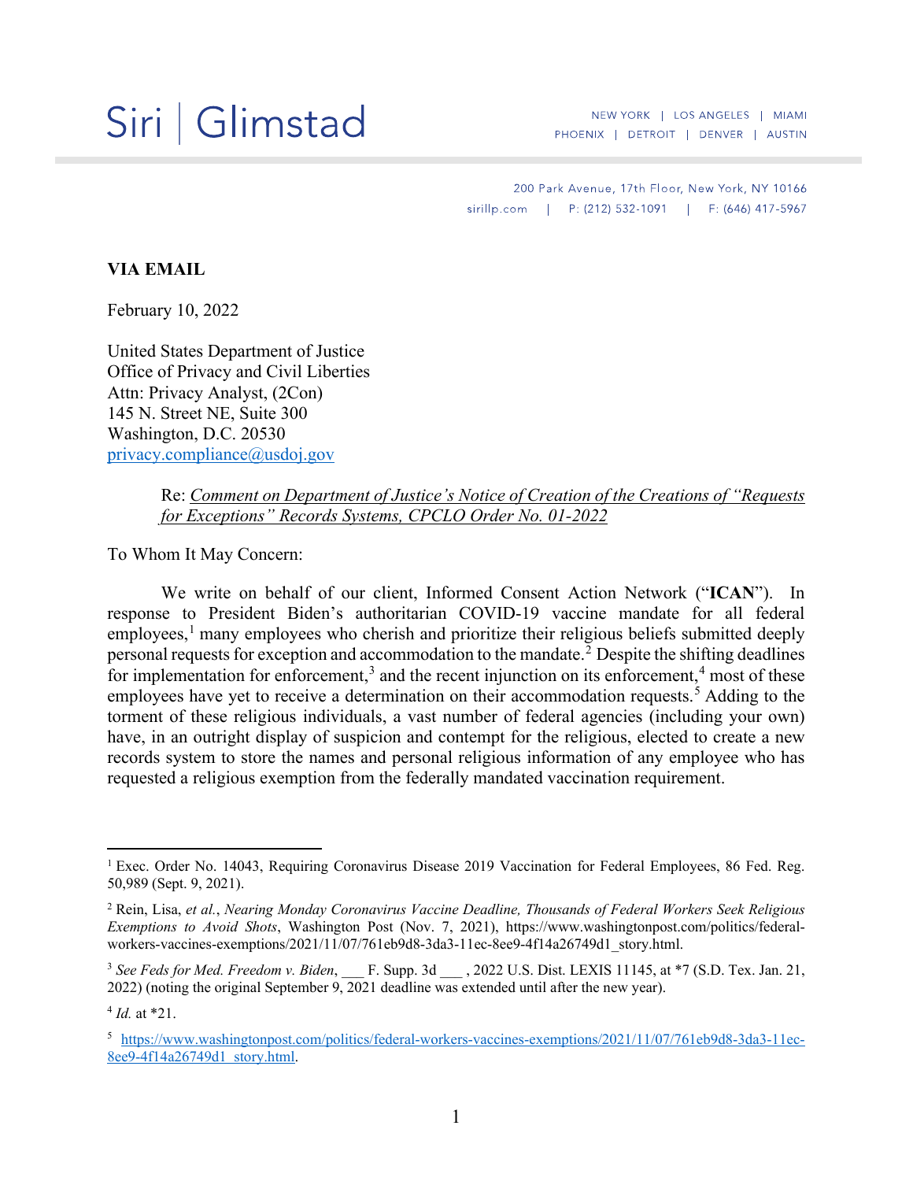Siri | Glimstad

NEW YORK | LOS ANGELES | MIAMI
PHOENIX | DETROIT | DENVER | AUSTIN

200 Park Avenue, 17th Floor, New York, NY 10166
sirillp.com | P: (212) 532-1091 | F: (646) 417-5967

**VIA EMAIL**

February 10, 2022

United States Department of Justice
Office of Privacy and Civil Liberties
Attn: Privacy Analyst, (2Con)
145 N. Street NE, Suite 300
Washington, D.C. 20530
privacy.compliance@usdoj.gov

> Re: *Comment on Department of Justice's Notice of Creation of the Creations of "Requests for Exceptions" Records Systems, CPCLO Order No. 01-2022*

To Whom It May Concern:

We write on behalf of our client, Informed Consent Action Network ("**ICAN**"). In response to President Biden's authoritarian COVID-19 vaccine mandate for all federal employees,[1] many employees who cherish and prioritize their religious beliefs submitted deeply personal requests for exception and accommodation to the mandate.[2] Despite the shifting deadlines for implementation for enforcement,[3] and the recent injunction on its enforcement,[4] most of these employees have yet to receive a determination on their accommodation requests.[5] Adding to the torment of these religious individuals, a vast number of federal agencies (including your own) have, in an outright display of suspicion and contempt for the religious, elected to create a new records system to store the names and personal religious information of any employee who has requested a religious exemption from the federally mandated vaccination requirement.

---

[1] Exec. Order No. 14043, Requiring Coronavirus Disease 2019 Vaccination for Federal Employees, 86 Fed. Reg. 50,989 (Sept. 9, 2021).

[2] Rein, Lisa, *et al.*, *Nearing Monday Coronavirus Vaccine Deadline, Thousands of Federal Workers Seek Religious Exemptions to Avoid Shots*, Washington Post (Nov. 7, 2021), https://www.washingtonpost.com/politics/federal-workers-vaccines-exemptions/2021/11/07/761eb9d8-3da3-11ec-8ee9-4f14a26749d1_story.html.

[3] *See Feds for Med. Freedom v. Biden*, ___ F. Supp. 3d ___ , 2022 U.S. Dist. LEXIS 11145, at *7 (S.D. Tex. Jan. 21, 2022) (noting the original September 9, 2021 deadline was extended until after the new year).

[4] *Id.* at *21.

[5] https://www.washingtonpost.com/politics/federal-workers-vaccines-exemptions/2021/11/07/761eb9d8-3da3-11ec-8ee9-4f14a26749d1_story.html.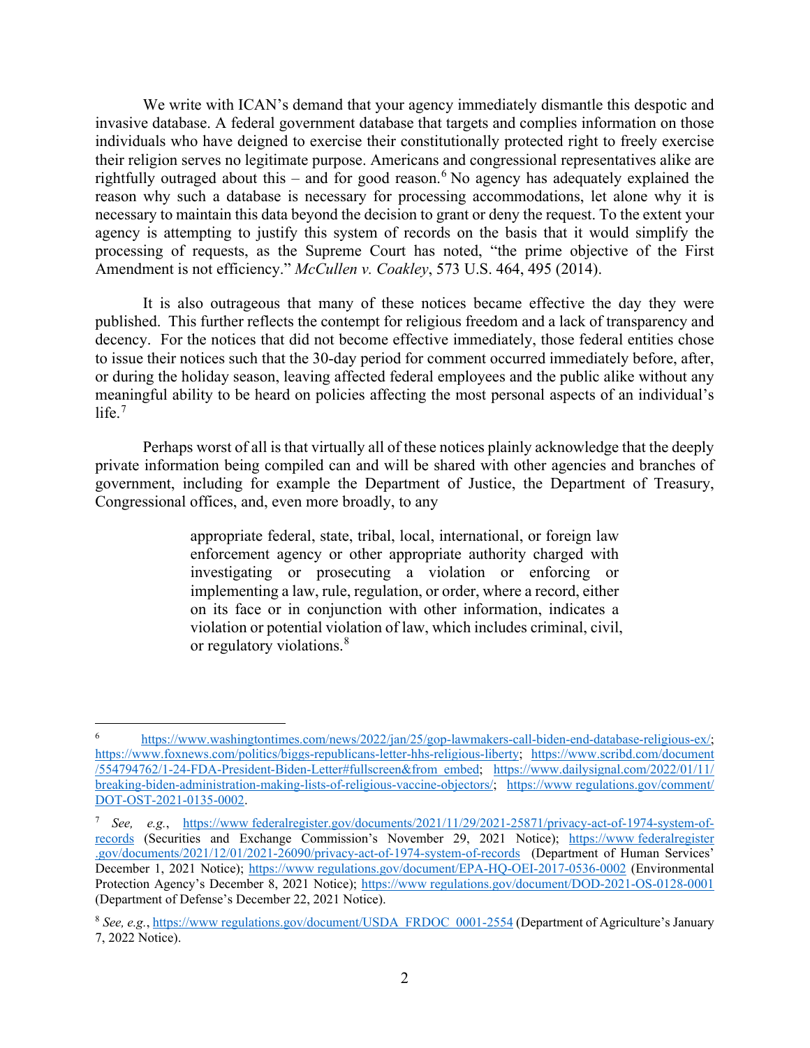We write with ICAN's demand that your agency immediately dismantle this despotic and invasive database. A federal government database that targets and complies information on those individuals who have deigned to exercise their constitutionally protected right to freely exercise their religion serves no legitimate purpose. Americans and congressional representatives alike are rightfully outraged about this – and for good reason.[6] No agency has adequately explained the reason why such a database is necessary for processing accommodations, let alone why it is necessary to maintain this data beyond the decision to grant or deny the request. To the extent your agency is attempting to justify this system of records on the basis that it would simplify the processing of requests, as the Supreme Court has noted, "the prime objective of the First Amendment is not efficiency." *McCullen v. Coakley*, 573 U.S. 464, 495 (2014).

It is also outrageous that many of these notices became effective the day they were published. This further reflects the contempt for religious freedom and a lack of transparency and decency. For the notices that did not become effective immediately, those federal entities chose to issue their notices such that the 30-day period for comment occurred immediately before, after, or during the holiday season, leaving affected federal employees and the public alike without any meaningful ability to be heard on policies affecting the most personal aspects of an individual's life.[7]

Perhaps worst of all is that virtually all of these notices plainly acknowledge that the deeply private information being compiled can and will be shared with other agencies and branches of government, including for example the Department of Justice, the Department of Treasury, Congressional offices, and, even more broadly, to any

> appropriate federal, state, tribal, local, international, or foreign law enforcement agency or other appropriate authority charged with investigating or prosecuting a violation or enforcing or implementing a law, rule, regulation, or order, where a record, either on its face or in conjunction with other information, indicates a violation or potential violation of law, which includes criminal, civil, or regulatory violations.[8]

---

[6] https://www.washingtontimes.com/news/2022/jan/25/gop-lawmakers-call-biden-end-database-religious-ex/; https://www.foxnews.com/politics/biggs-republicans-letter-hhs-religious-liberty; https://www.scribd.com/document/554794762/1-24-FDA-President-Biden-Letter#fullscreen&from_embed; https://www.dailysignal.com/2022/01/11/breaking-biden-administration-making-lists-of-religious-vaccine-objectors/; https://www.regulations.gov/comment/DOT-OST-2021-0135-0002.

[7] *See, e.g.*, https://www.federalregister.gov/documents/2021/11/29/2021-25871/privacy-act-of-1974-system-of-records (Securities and Exchange Commission's November 29, 2021 Notice); https://www.federalregister.gov/documents/2021/12/01/2021-26090/privacy-act-of-1974-system-of-records (Department of Human Services' December 1, 2021 Notice); https://www.regulations.gov/document/EPA-HQ-OEI-2017-0536-0002 (Environmental Protection Agency's December 8, 2021 Notice); https://www.regulations.gov/document/DOD-2021-OS-0128-0001 (Department of Defense's December 22, 2021 Notice).

[8] *See, e.g.*, https://www.regulations.gov/document/USDA_FRDOC_0001-2554 (Department of Agriculture's January 7, 2022 Notice).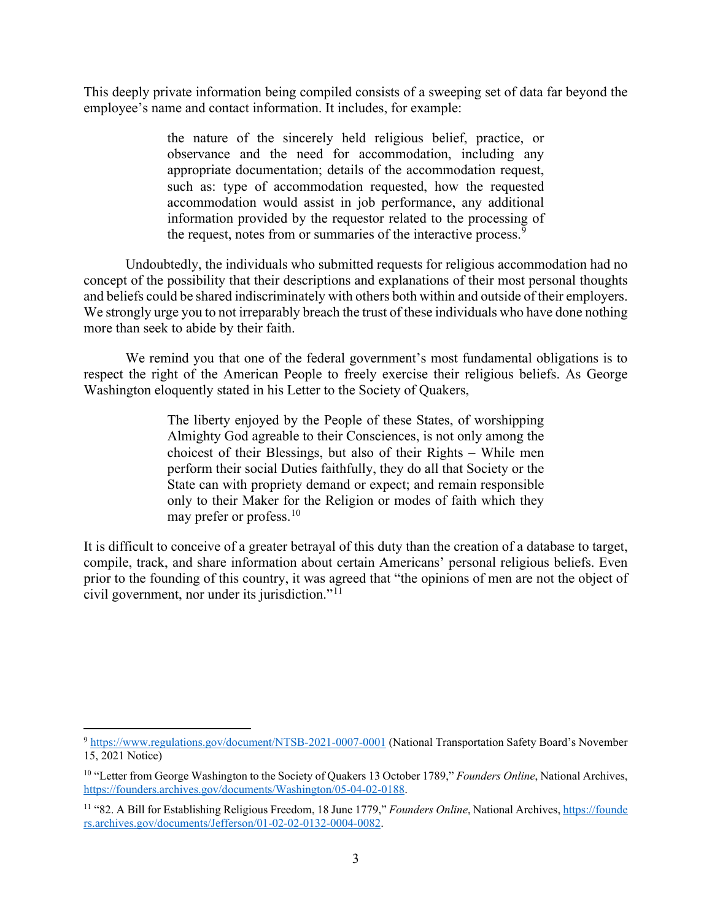This deeply private information being compiled consists of a sweeping set of data far beyond the employee's name and contact information. It includes, for example:

> the nature of the sincerely held religious belief, practice, or observance and the need for accommodation, including any appropriate documentation; details of the accommodation request, such as: type of accommodation requested, how the requested accommodation would assist in job performance, any additional information provided by the requestor related to the processing of the request, notes from or summaries of the interactive process.[9]

Undoubtedly, the individuals who submitted requests for religious accommodation had no concept of the possibility that their descriptions and explanations of their most personal thoughts and beliefs could be shared indiscriminately with others both within and outside of their employers. We strongly urge you to not irreparably breach the trust of these individuals who have done nothing more than seek to abide by their faith.

We remind you that one of the federal government's most fundamental obligations is to respect the right of the American People to freely exercise their religious beliefs. As George Washington eloquently stated in his Letter to the Society of Quakers,

> The liberty enjoyed by the People of these States, of worshipping Almighty God agreable to their Consciences, is not only among the choicest of their Blessings, but also of their Rights – While men perform their social Duties faithfully, they do all that Society or the State can with propriety demand or expect; and remain responsible only to their Maker for the Religion or modes of faith which they may prefer or profess.[10]

It is difficult to conceive of a greater betrayal of this duty than the creation of a database to target, compile, track, and share information about certain Americans' personal religious beliefs. Even prior to the founding of this country, it was agreed that "the opinions of men are not the object of civil government, nor under its jurisdiction."[11]

---

[9] https://www.regulations.gov/document/NTSB-2021-0007-0001 (National Transportation Safety Board's November 15, 2021 Notice)

[10] "Letter from George Washington to the Society of Quakers 13 October 1789," *Founders Online*, National Archives, https://founders.archives.gov/documents/Washington/05-04-02-0188.

[11] "82. A Bill for Establishing Religious Freedom, 18 June 1779," *Founders Online*, National Archives, https://founders.archives.gov/documents/Jefferson/01-02-02-0132-0004-0082.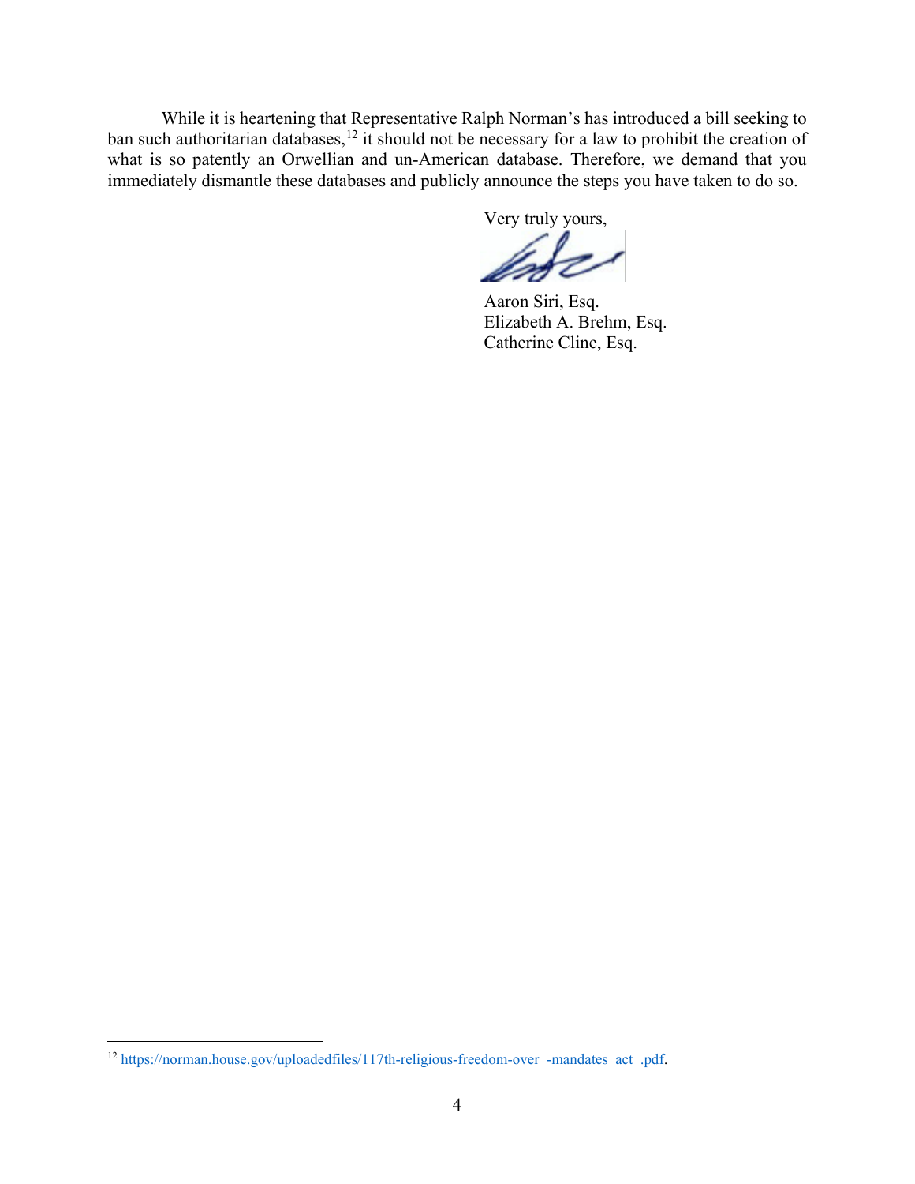While it is heartening that Representative Ralph Norman's has introduced a bill seeking to ban such authoritarian databases,[12] it should not be necessary for a law to prohibit the creation of what is so patently an Orwellian and un-American database. Therefore, we demand that you immediately dismantle these databases and publicly announce the steps you have taken to do so.

Very truly yours,

Aaron Siri, Esq.
Elizabeth A. Brehm, Esq.
Catherine Cline, Esq.

---

[12] https://norman.house.gov/uploadedfiles/117th-religious-freedom-over_-mandates_act_.pdf.